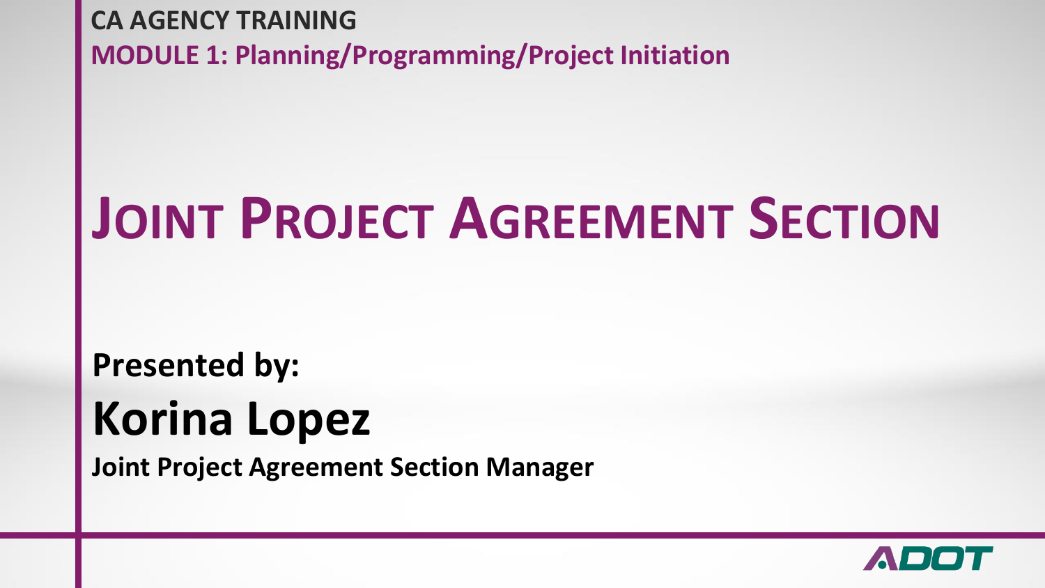**CA AGENCY TRAINING**

**MODULE 1: Planning/Programming/Project Initiation**

# JOINT PROJECT AGREEMENT SECTION

**Presented by:**

## Korina Lopez

**Joint Project Agreement Section Manager**

ADOT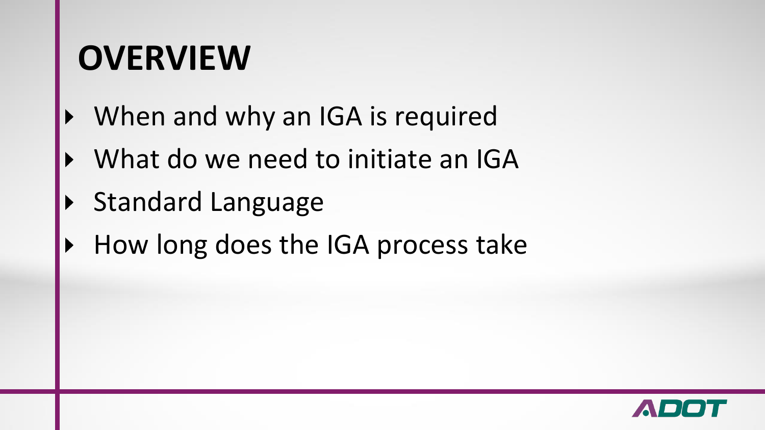# OVERVIEW

- When and why an IGA is required
- What do we need to initiate an IGA
- Standard Language
- How long does the IGA process take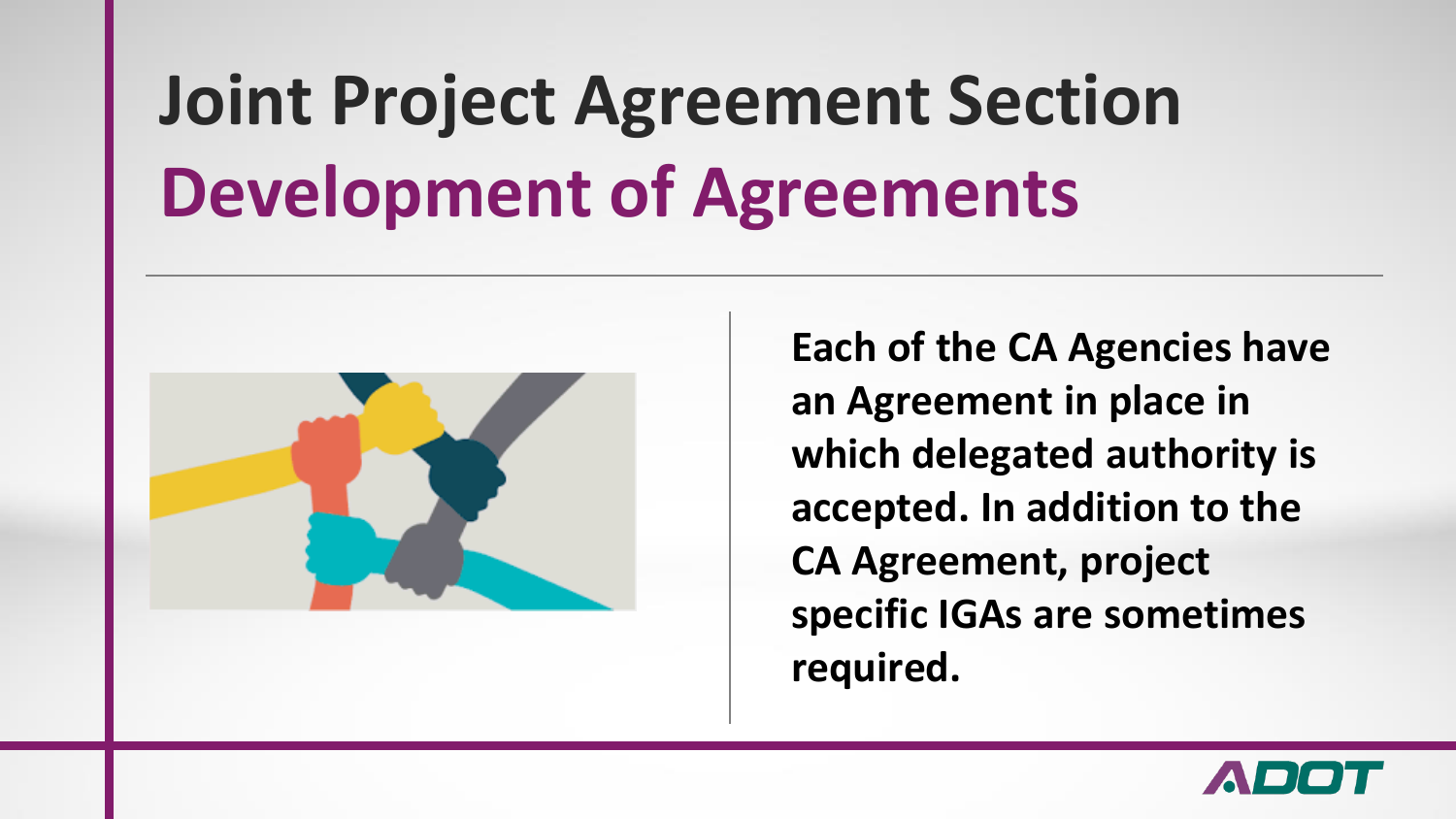# Joint Project Agreement Section

## Development of Agreements

**Each of the CA Agencies have an Agreement in place in which delegated authority is accepted. In addition to the CA Agreement, project specific IGAs are sometimes required.**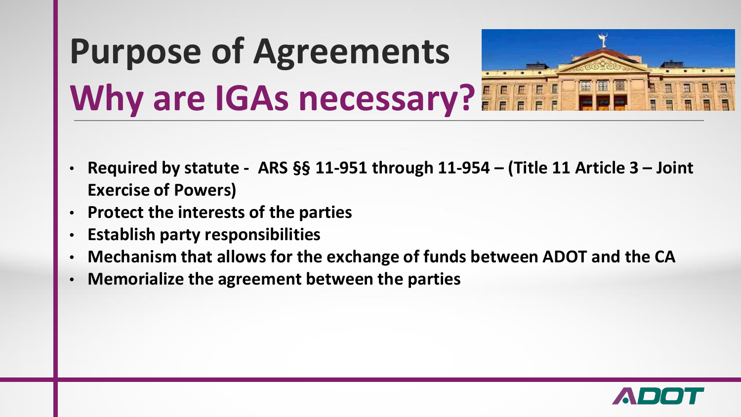# Purpose of Agreements

## Why are IGAs necessary?

- **Required by statute - ARS §§ 11-951 through 11-954 – (Title 11 Article 3 – Joint Exercise of Powers)**
- **Protect the interests of the parties**
- **Establish party responsibilities**
- **Mechanism that allows for the exchange of funds between ADOT and the CA**
- **Memorialize the agreement between the parties**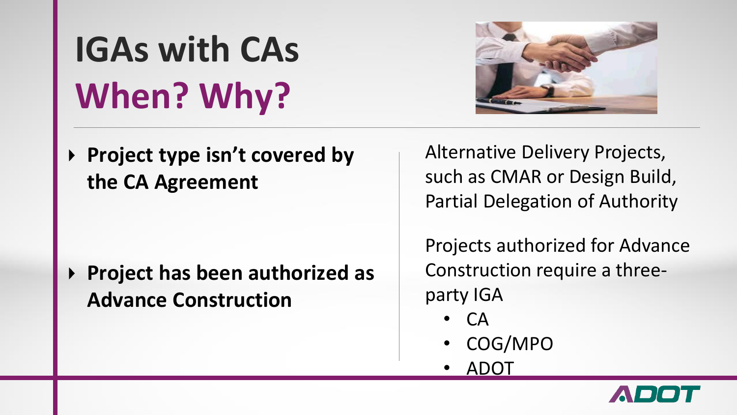# IGAs with CAs

## When? Why?

- **Project type isn't covered by the CA Agreement**

Alternative Delivery Projects, such as CMAR or Design Build, Partial Delegation of Authority

- **Project has been authorized as Advance Construction**

Projects authorized for Advance Construction require a three-party IGA

- CA
- COG/MPO
- ADOT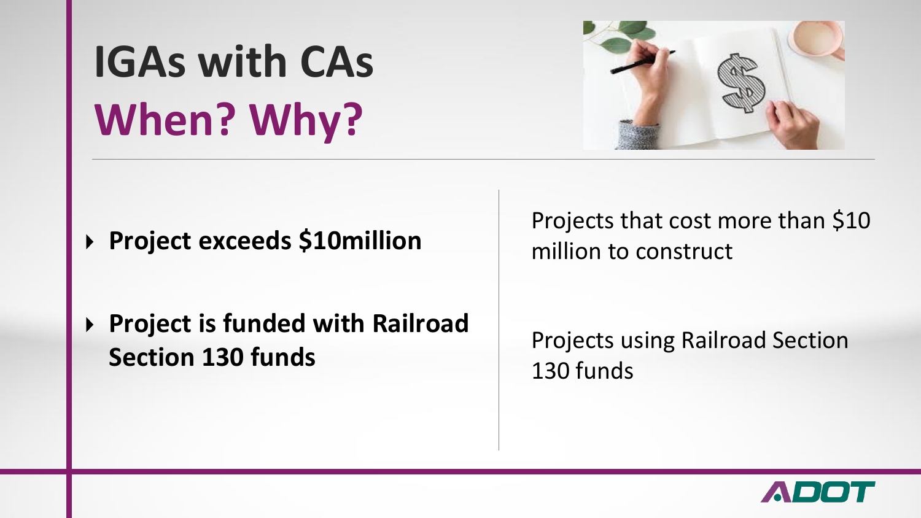# IGAs with CAs
## When? Why?

- **Project exceeds $10million**

Projects that cost more than $10 million to construct

- **Project is funded with Railroad Section 130 funds**

Projects using Railroad Section 130 funds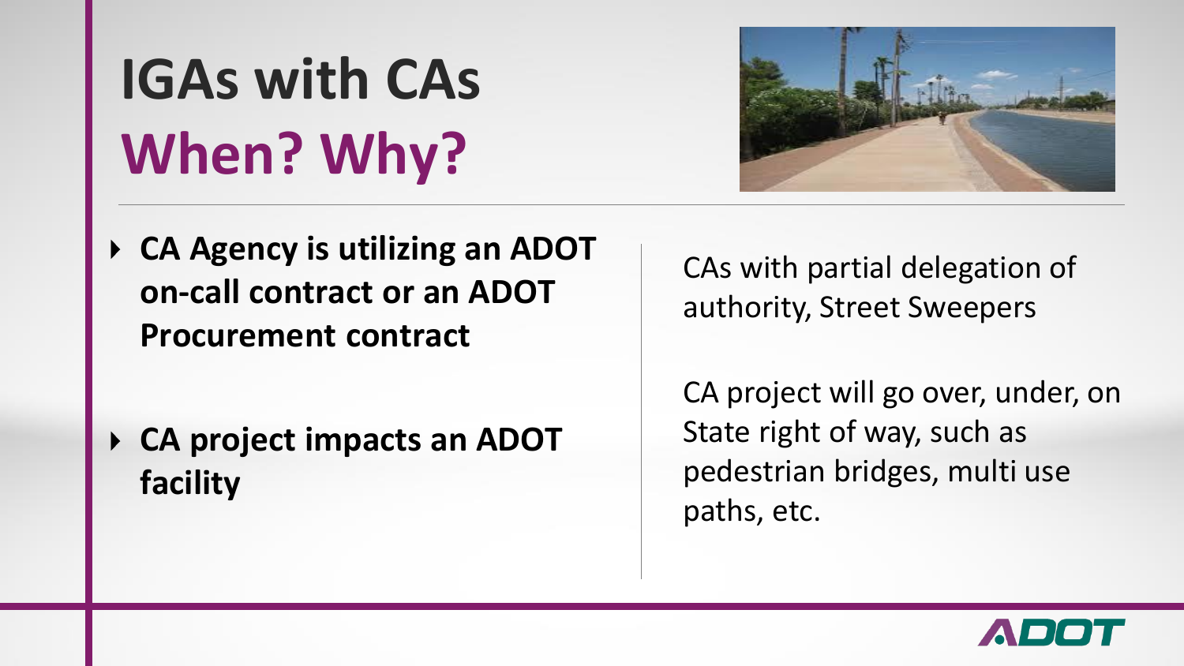# IGAs with CAs
# When? Why?

- **CA Agency is utilizing an ADOT on-call contract or an ADOT Procurement contract**

CAs with partial delegation of authority, Street Sweepers

- **CA project impacts an ADOT facility**

CA project will go over, under, on State right of way, such as pedestrian bridges, multi use paths, etc.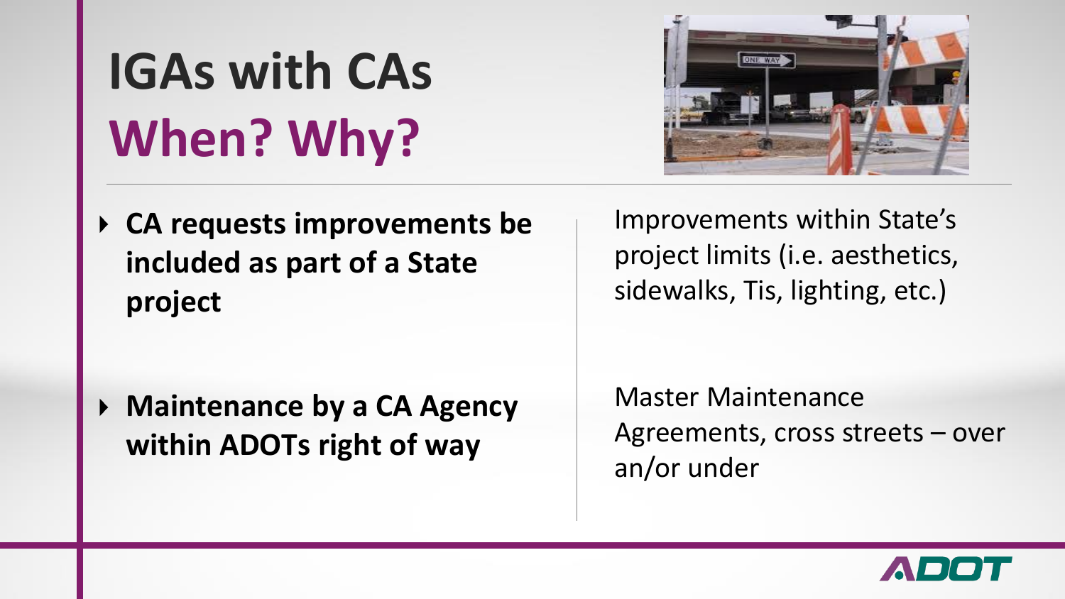# IGAs with CAs
# When? Why?

- **CA requests improvements be included as part of a State project**

Improvements within State's project limits (i.e. aesthetics, sidewalks, Tis, lighting, etc.)

- **Maintenance by a CA Agency within ADOTs right of way**

Master Maintenance Agreements, cross streets – over an/or under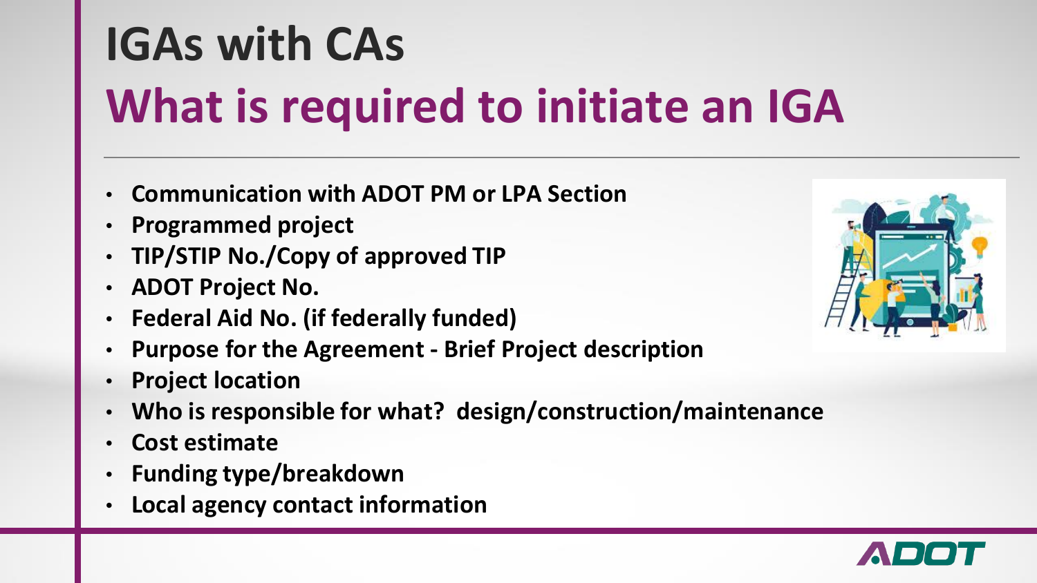# IGAs with CAs

## What is required to initiate an IGA

- **Communication with ADOT PM or LPA Section**
- **Programmed project**
- **TIP/STIP No./Copy of approved TIP**
- **ADOT Project No.**
- **Federal Aid No. (if federally funded)**
- **Purpose for the Agreement - Brief Project description**
- **Project location**
- **Who is responsible for what? design/construction/maintenance**
- **Cost estimate**
- **Funding type/breakdown**
- **Local agency contact information**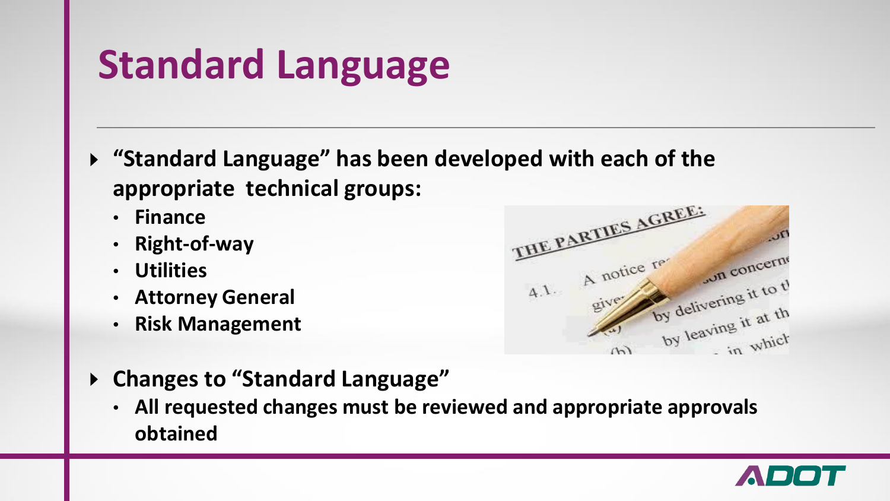# Standard Language

- **"Standard Language" has been developed with each of the appropriate technical groups:**
  - **Finance**
  - **Right-of-way**
  - **Utilities**
  - **Attorney General**
  - **Risk Management**
- **Changes to "Standard Language"**
  - **All requested changes must be reviewed and appropriate approvals obtained**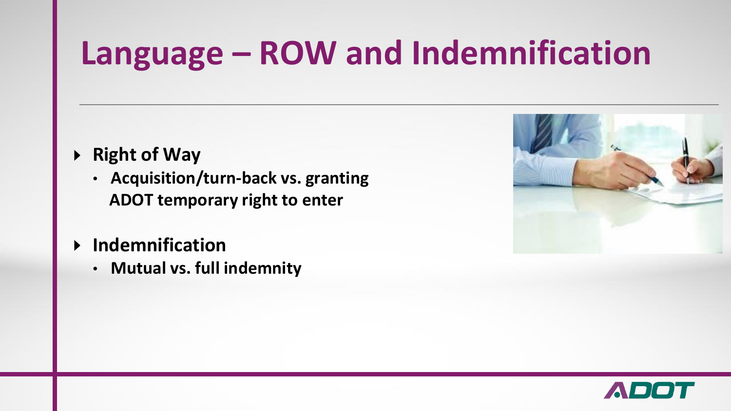# Language – ROW and Indemnification

- **Right of Way**
  - **Acquisition/turn-back vs. granting ADOT temporary right to enter**
- **Indemnification**
  - **Mutual vs. full indemnity**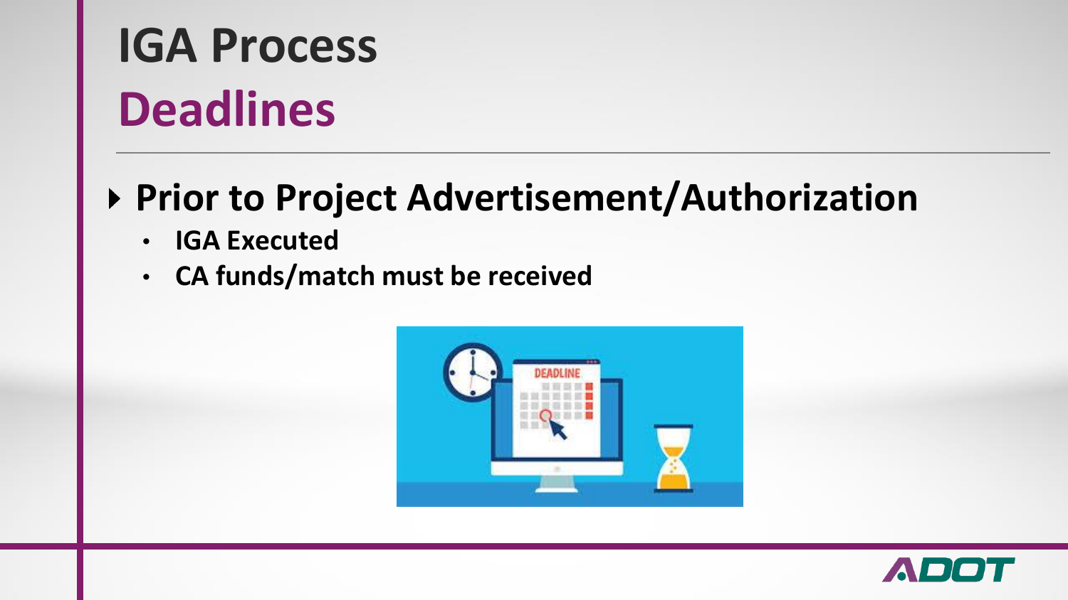# IGA Process

## Deadlines

- **Prior to Project Advertisement/Authorization**
  - **IGA Executed**
  - **CA funds/match must be received**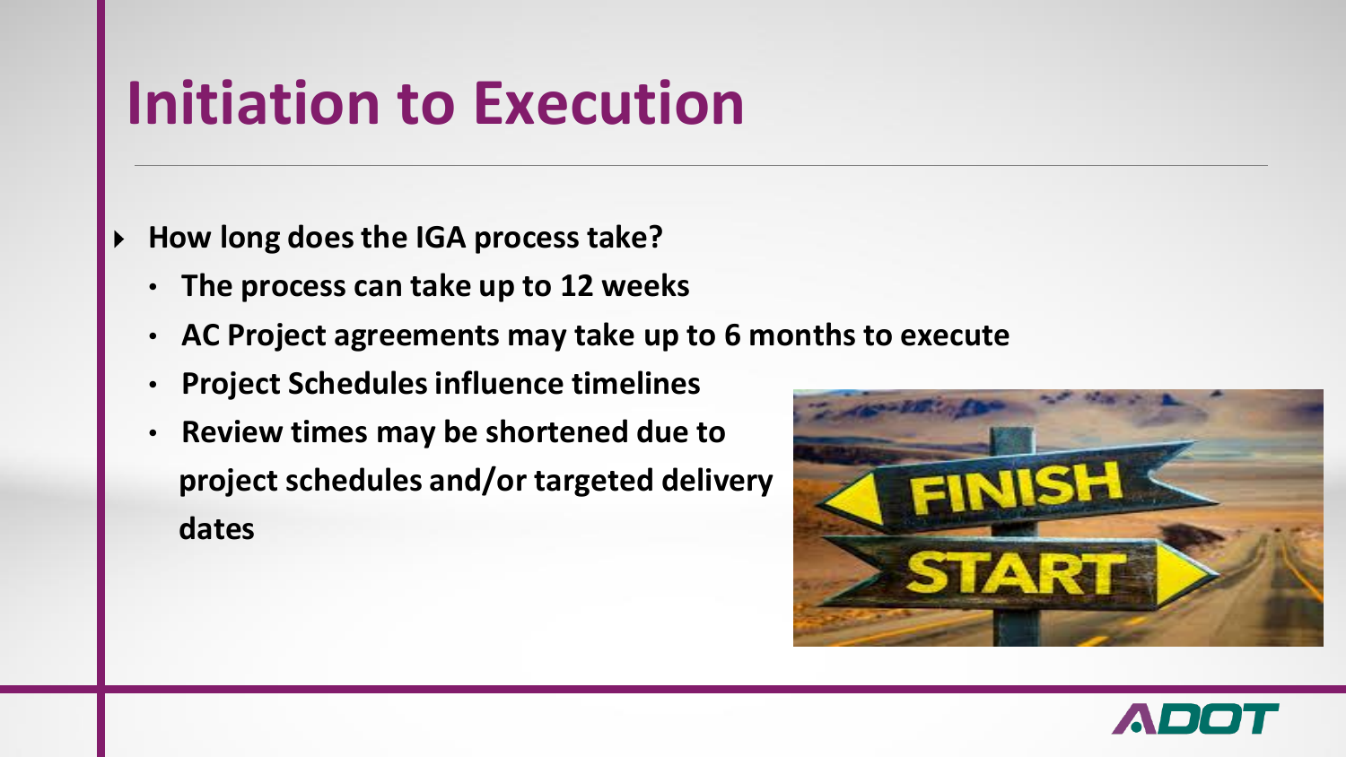# Initiation to Execution

- **How long does the IGA process take?**
  - **The process can take up to 12 weeks**
  - **AC Project agreements may take up to 6 months to execute**
  - **Project Schedules influence timelines**
  - **Review times may be shortened due to project schedules and/or targeted delivery dates**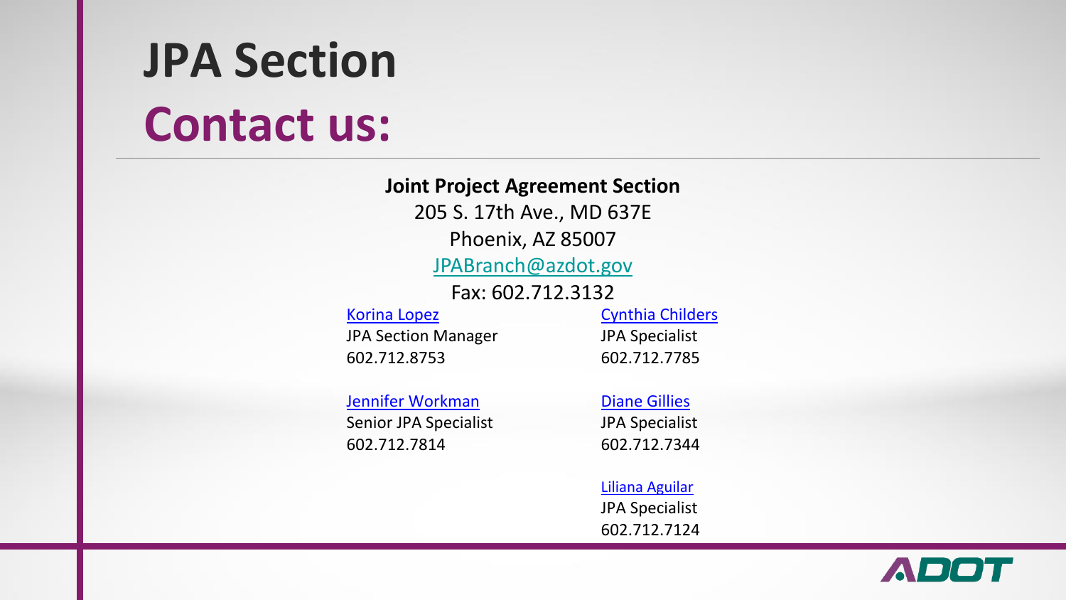# JPA Section

## Contact us:

**Joint Project Agreement Section**

205 S. 17th Ave., MD 637E

Phoenix, AZ 85007

JPABranch@azdot.gov

Fax: 602.712.3132

Korina Lopez
JPA Section Manager
602.712.8753

Jennifer Workman
Senior JPA Specialist
602.712.7814

Cynthia Childers
JPA Specialist
602.712.7785

Diane Gillies
JPA Specialist
602.712.7344

Liliana Aguilar
JPA Specialist
602.712.7124

ADOT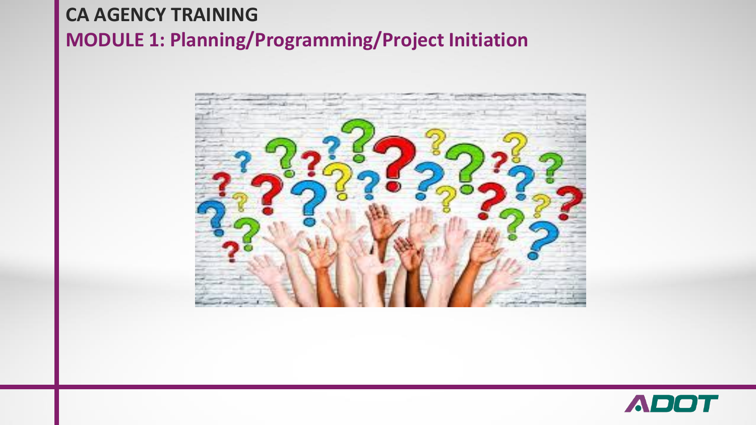**CA AGENCY TRAINING**

**MODULE 1: Planning/Programming/Project Initiation**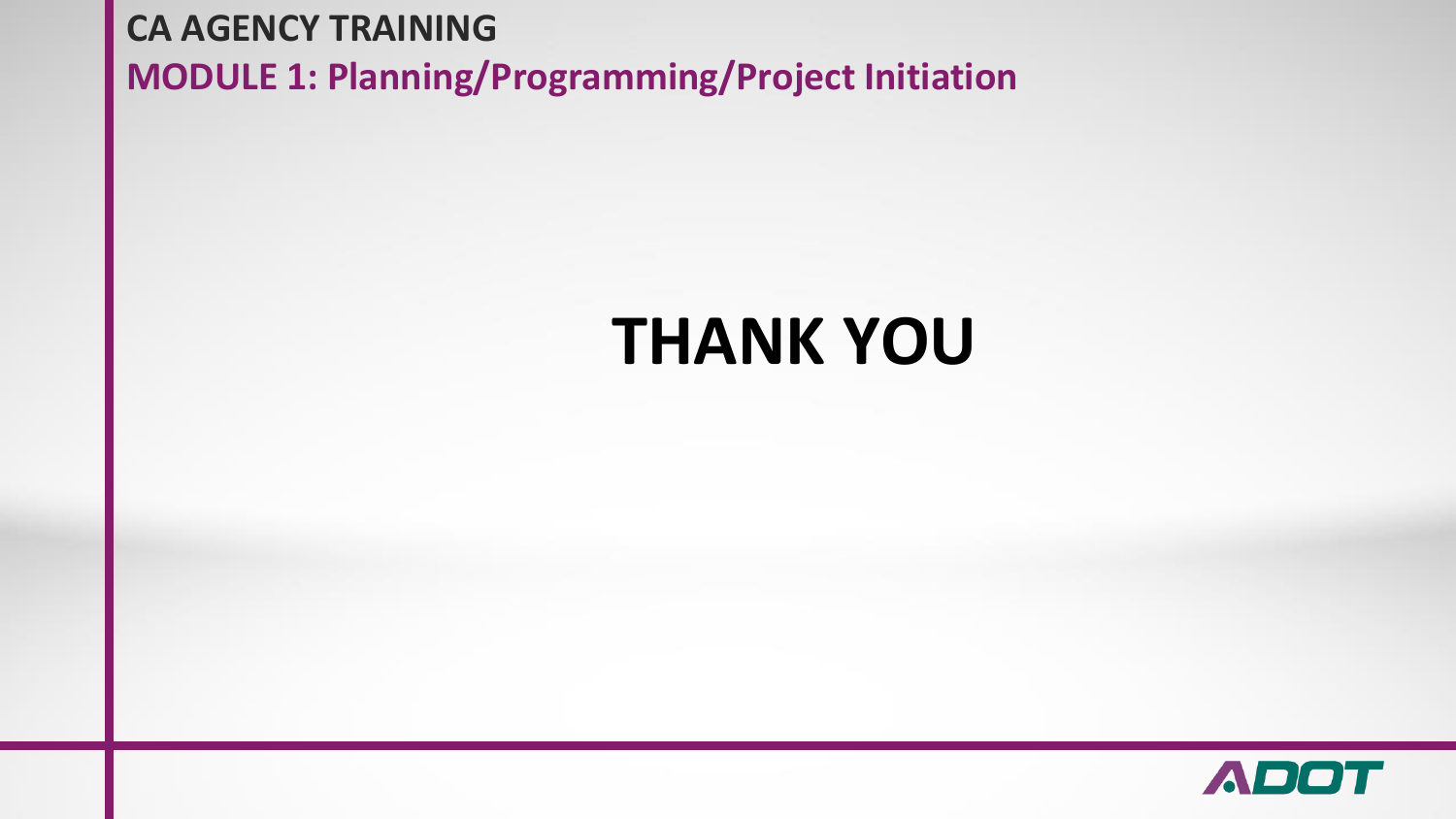# THANK YOU